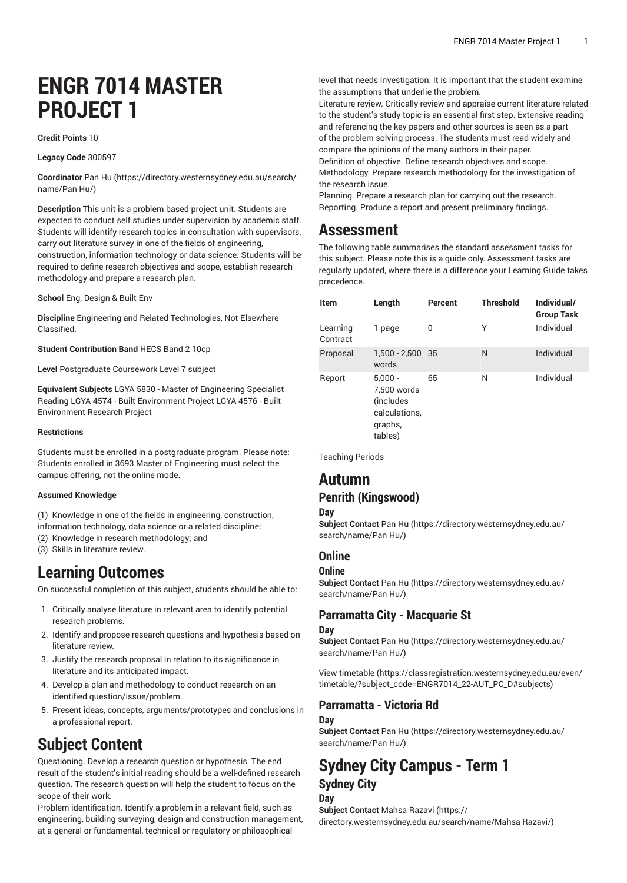# ENGR 7014 MASTER PROJECT 1

**Credit Points** 10

**Legacy Code** 300597

**Coordinator** Pan Hu (https://directory.westernsydney.edu.au/search/name/Pan Hu/)

**Description** This unit is a problem based project unit. Students are expected to conduct self studies under supervision by academic staff. Students will identify research topics in consultation with supervisors, carry out literature survey in one of the fields of engineering, construction, information technology or data science. Students will be required to define research objectives and scope, establish research methodology and prepare a research plan.

**School** Eng, Design & Built Env

**Discipline** Engineering and Related Technologies, Not Elsewhere Classified.

**Student Contribution Band** HECS Band 2 10cp

**Level** Postgraduate Coursework Level 7 subject

**Equivalent Subjects** LGYA 5830 - Master of Engineering Specialist Reading LGYA 4574 - Built Environment Project LGYA 4576 - Built Environment Research Project

**Restrictions**

Students must be enrolled in a postgraduate program. Please note: Students enrolled in 3693 Master of Engineering must select the campus offering, not the online mode.

**Assumed Knowledge**

(1) Knowledge in one of the fields in engineering, construction, information technology, data science or a related discipline;
(2) Knowledge in research methodology; and
(3) Skills in literature review.

# Learning Outcomes

On successful completion of this subject, students should be able to:

1. Critically analyse literature in relevant area to identify potential research problems.
2. Identify and propose research questions and hypothesis based on literature review.
3. Justify the research proposal in relation to its significance in literature and its anticipated impact.
4. Develop a plan and methodology to conduct research on an identified question/issue/problem.
5. Present ideas, concepts, arguments/prototypes and conclusions in a professional report.

# Subject Content

Questioning. Develop a research question or hypothesis. The end result of the student's initial reading should be a well-defined research question. The research question will help the student to focus on the scope of their work.
Problem identification. Identify a problem in a relevant field, such as engineering, building surveying, design and construction management, at a general or fundamental, technical or regulatory or philosophical level that needs investigation. It is important that the student examine the assumptions that underlie the problem.
Literature review. Critically review and appraise current literature related to the student's study topic is an essential first step. Extensive reading and referencing the key papers and other sources is seen as a part of the problem solving process. The students must read widely and compare the opinions of the many authors in their paper.
Definition of objective. Define research objectives and scope.
Methodology. Prepare research methodology for the investigation of the research issue.
Planning. Prepare a research plan for carrying out the research.
Reporting. Produce a report and present preliminary findings.

# Assessment

The following table summarises the standard assessment tasks for this subject. Please note this is a guide only. Assessment tasks are regularly updated, where there is a difference your Learning Guide takes precedence.

| Item | Length | Percent | Threshold | Individual/ Group Task |
|---|---|---|---|---|
| Learning Contract | 1 page | 0 | Y | Individual |
| Proposal | 1,500 - 2,500 words | 35 | N | Individual |
| Report | 5,000 - 7,500 words (includes calculations, graphs, tables) | 65 | N | Individual |

Teaching Periods

# Autumn

## Penrith (Kingswood)

### Day

**Subject Contact** Pan Hu (https://directory.westernsydney.edu.au/search/name/Pan Hu/)

## Online

### Online

**Subject Contact** Pan Hu (https://directory.westernsydney.edu.au/search/name/Pan Hu/)

## Parramatta City - Macquarie St

### Day

**Subject Contact** Pan Hu (https://directory.westernsydney.edu.au/search/name/Pan Hu/)

View timetable (https://classregistration.westernsydney.edu.au/even/timetable/?subject_code=ENGR7014_22-AUT_PC_D#subjects)

## Parramatta - Victoria Rd

### Day

**Subject Contact** Pan Hu (https://directory.westernsydney.edu.au/search/name/Pan Hu/)

# Sydney City Campus - Term 1

## Sydney City

### Day

**Subject Contact** Mahsa Razavi (https://directory.westernsydney.edu.au/search/name/Mahsa Razavi/)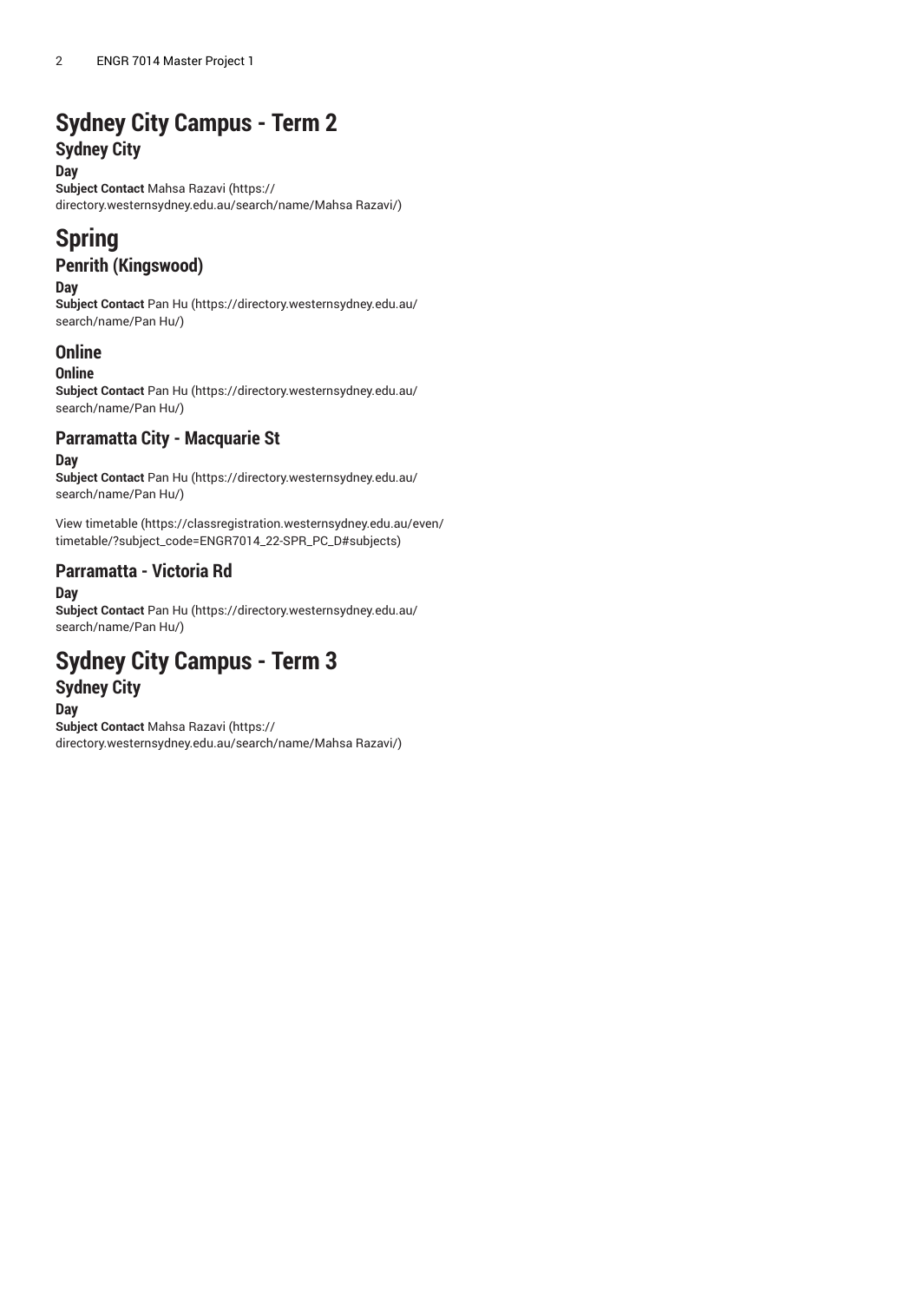# Sydney City Campus - Term 2

## Sydney City

### Day

**Subject Contact** Mahsa Razavi (https://directory.westernsydney.edu.au/search/name/Mahsa Razavi/)

# Spring

## Penrith (Kingswood)

### Day

**Subject Contact** Pan Hu (https://directory.westernsydney.edu.au/search/name/Pan Hu/)

## Online

### Online

**Subject Contact** Pan Hu (https://directory.westernsydney.edu.au/search/name/Pan Hu/)

## Parramatta City - Macquarie St

### Day

**Subject Contact** Pan Hu (https://directory.westernsydney.edu.au/search/name/Pan Hu/)

View timetable (https://classregistration.westernsydney.edu.au/even/timetable/?subject_code=ENGR7014_22-SPR_PC_D#subjects)

## Parramatta - Victoria Rd

### Day

**Subject Contact** Pan Hu (https://directory.westernsydney.edu.au/search/name/Pan Hu/)

# Sydney City Campus - Term 3

## Sydney City

### Day

**Subject Contact** Mahsa Razavi (https://directory.westernsydney.edu.au/search/name/Mahsa Razavi/)